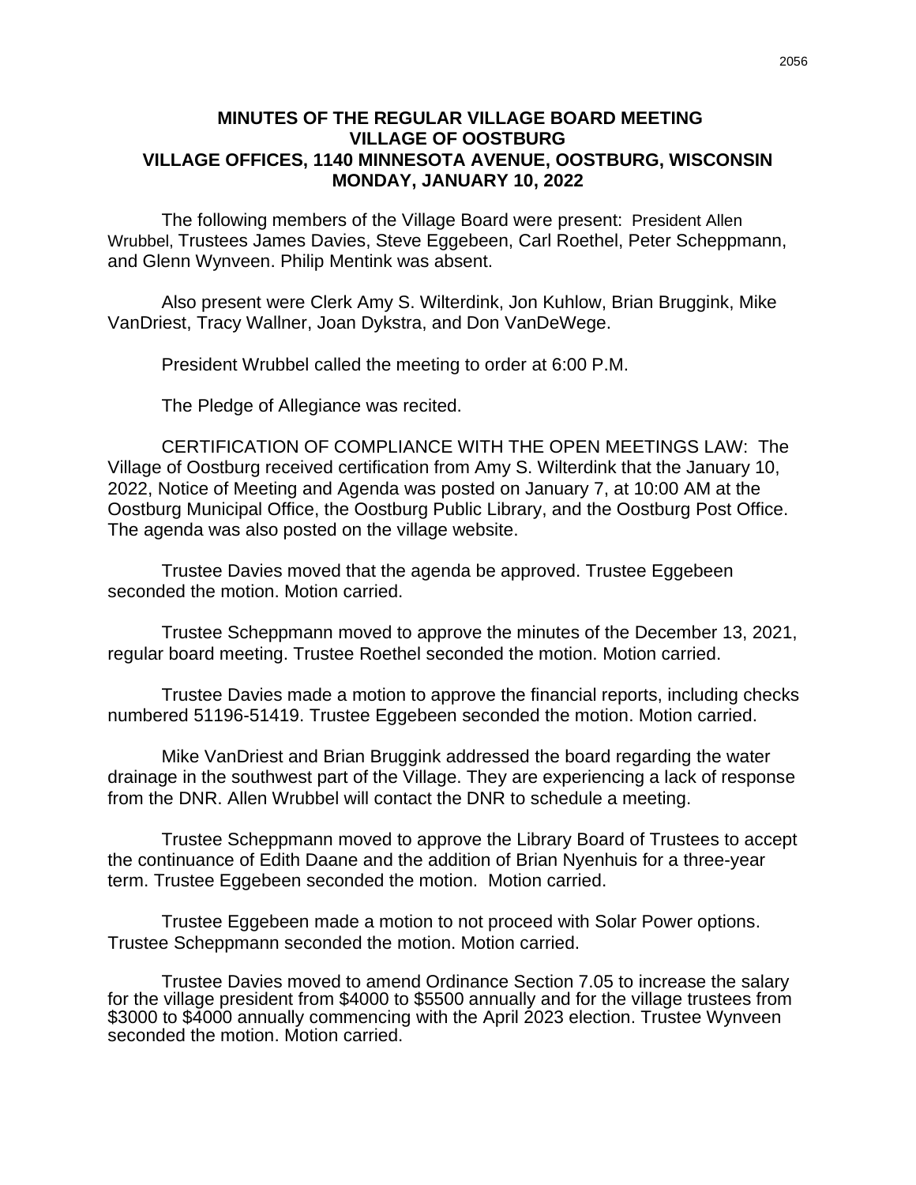**MINUTES OF THE REGULAR VILLAGE BOARD MEETING**
**VILLAGE OF OOSTBURG**
**VILLAGE OFFICES, 1140 MINNESOTA AVENUE, OOSTBURG, WISCONSIN**
**MONDAY, JANUARY 10, 2022**

The following members of the Village Board were present: President Allen Wrubbel, Trustees James Davies, Steve Eggebeen, Carl Roethel, Peter Scheppmann, and Glenn Wynveen. Philip Mentink was absent.

Also present were Clerk Amy S. Wilterdink, Jon Kuhlow, Brian Bruggink, Mike VanDriest, Tracy Wallner, Joan Dykstra, and Don VanDeWege.

President Wrubbel called the meeting to order at 6:00 P.M.

The Pledge of Allegiance was recited.

CERTIFICATION OF COMPLIANCE WITH THE OPEN MEETINGS LAW: The Village of Oostburg received certification from Amy S. Wilterdink that the January 10, 2022, Notice of Meeting and Agenda was posted on January 7, at 10:00 AM at the Oostburg Municipal Office, the Oostburg Public Library, and the Oostburg Post Office. The agenda was also posted on the village website.

Trustee Davies moved that the agenda be approved. Trustee Eggebeen seconded the motion. Motion carried.

Trustee Scheppmann moved to approve the minutes of the December 13, 2021, regular board meeting. Trustee Roethel seconded the motion. Motion carried.

Trustee Davies made a motion to approve the financial reports, including checks numbered 51196-51419. Trustee Eggebeen seconded the motion. Motion carried.

Mike VanDriest and Brian Bruggink addressed the board regarding the water drainage in the southwest part of the Village. They are experiencing a lack of response from the DNR. Allen Wrubbel will contact the DNR to schedule a meeting.

Trustee Scheppmann moved to approve the Library Board of Trustees to accept the continuance of Edith Daane and the addition of Brian Nyenhuis for a three-year term. Trustee Eggebeen seconded the motion. Motion carried.

Trustee Eggebeen made a motion to not proceed with Solar Power options. Trustee Scheppmann seconded the motion. Motion carried.

Trustee Davies moved to amend Ordinance Section 7.05 to increase the salary for the village president from $4000 to $5500 annually and for the village trustees from $3000 to $4000 annually commencing with the April 2023 election. Trustee Wynveen seconded the motion. Motion carried.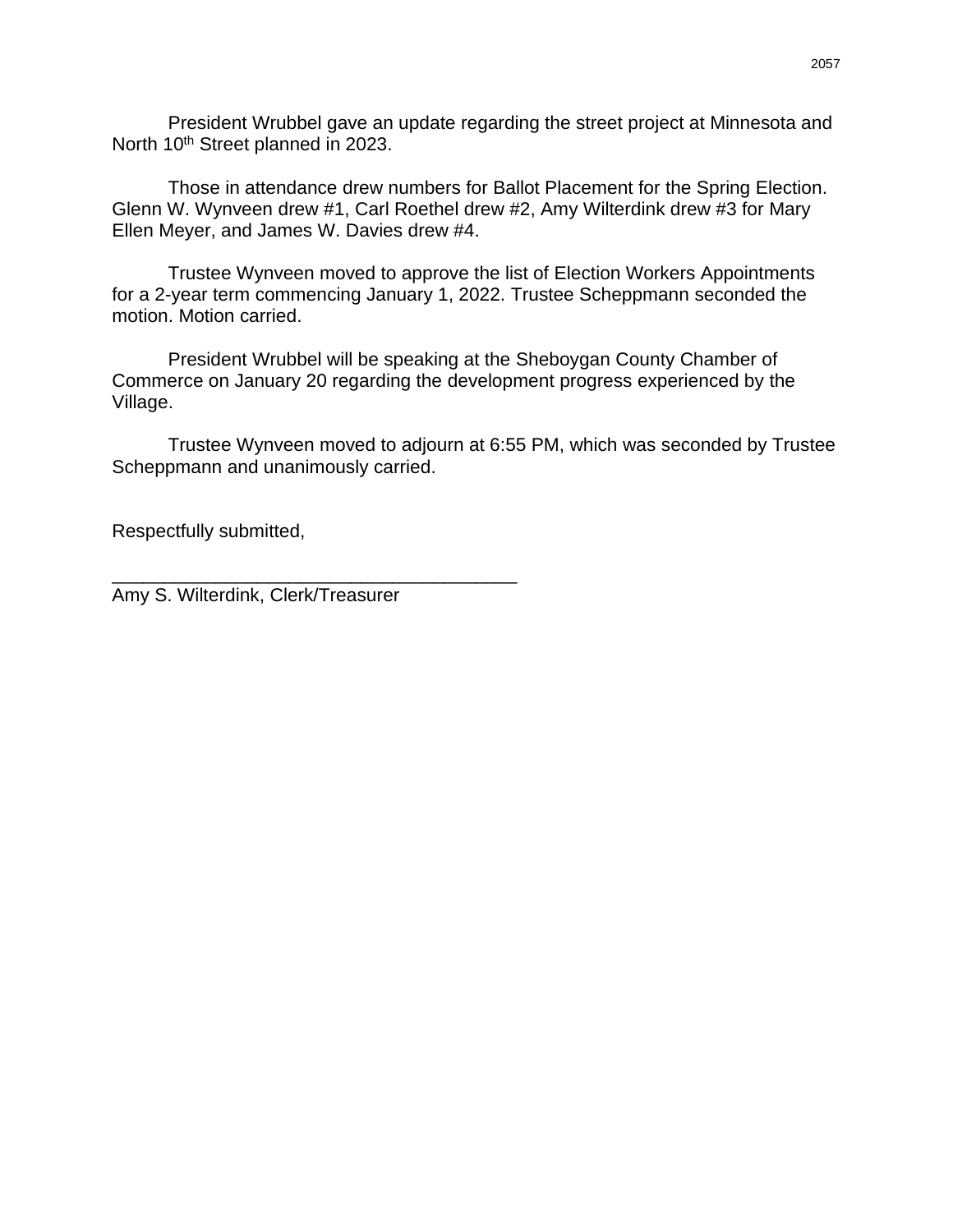President Wrubbel gave an update regarding the street project at Minnesota and North 10th Street planned in 2023.

Those in attendance drew numbers for Ballot Placement for the Spring Election. Glenn W. Wynveen drew #1, Carl Roethel drew #2, Amy Wilterdink drew #3 for Mary Ellen Meyer, and James W. Davies drew #4.

Trustee Wynveen moved to approve the list of Election Workers Appointments for a 2-year term commencing January 1, 2022. Trustee Scheppmann seconded the motion. Motion carried.

President Wrubbel will be speaking at the Sheboygan County Chamber of Commerce on January 20 regarding the development progress experienced by the Village.

Trustee Wynveen moved to adjourn at 6:55 PM, which was seconded by Trustee Scheppmann and unanimously carried.

Respectfully submitted,

________________________________________
Amy S. Wilterdink, Clerk/Treasurer